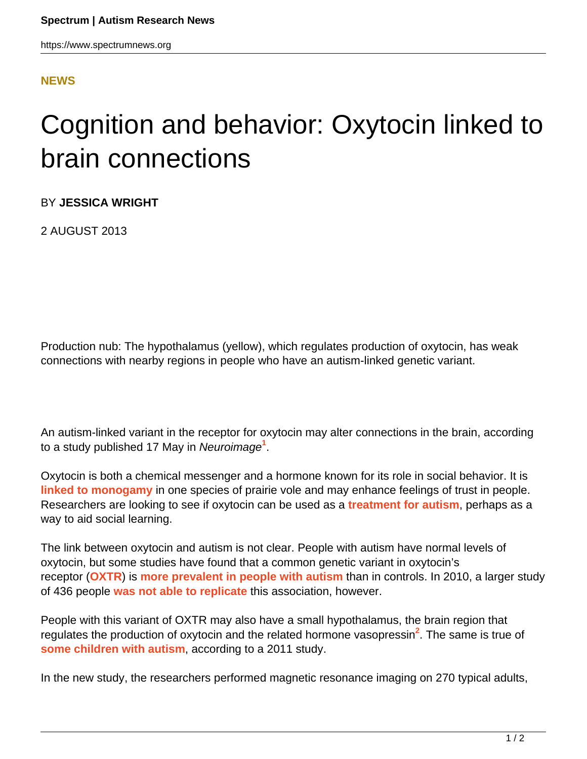**NEWS**

# Cognition and behavior: Oxytocin linked to brain connections

BY **JESSICA WRIGHT**

2 AUGUST 2013

Production nub: The hypothalamus (yellow), which regulates production of oxytocin, has weak connections with nearby regions in people who have an autism-linked genetic variant.

An autism-linked variant in the receptor for oxytocin may alter connections in the brain, according to a study published 17 May in *Neuroimage*[1].

Oxytocin is both a chemical messenger and a hormone known for its role in social behavior. It is **linked to monogamy** in one species of prairie vole and may enhance feelings of trust in people. Researchers are looking to see if oxytocin can be used as a **treatment for autism**, perhaps as a way to aid social learning.

The link between oxytocin and autism is not clear. People with autism have normal levels of oxytocin, but some studies have found that a common genetic variant in oxytocin's receptor (**OXTR**) is **more prevalent in people with autism** than in controls. In 2010, a larger study of 436 people **was not able to replicate** this association, however.

People with this variant of OXTR may also have a small hypothalamus, the brain region that regulates the production of oxytocin and the related hormone vasopressin[2]. The same is true of **some children with autism**, according to a 2011 study.

In the new study, the researchers performed magnetic resonance imaging on 270 typical adults,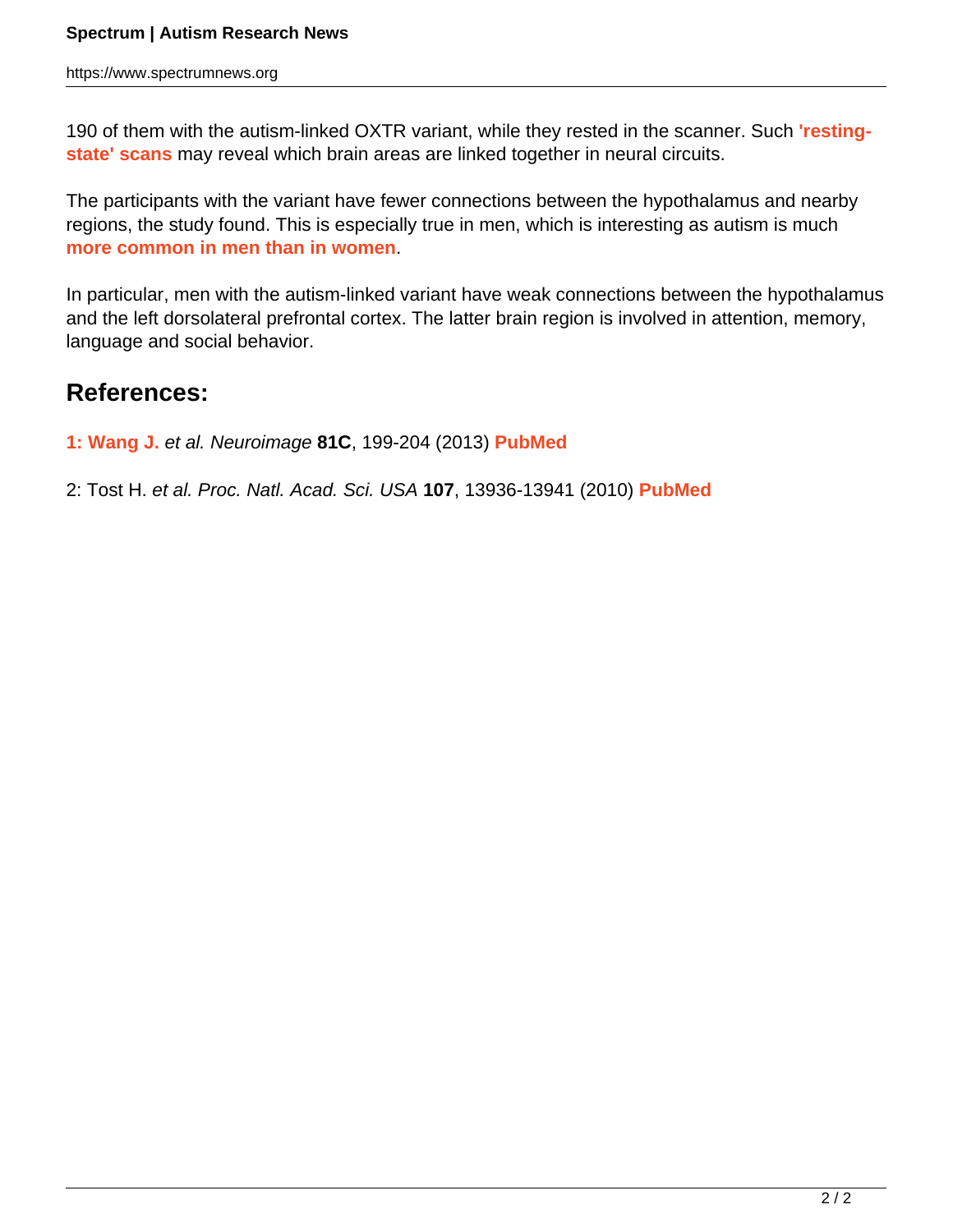190 of them with the autism-linked OXTR variant, while they rested in the scanner. Such **'resting-state' scans** may reveal which brain areas are linked together in neural circuits.

The participants with the variant have fewer connections between the hypothalamus and nearby regions, the study found. This is especially true in men, which is interesting as autism is much **more common in men than in women**.

In particular, men with the autism-linked variant have weak connections between the hypothalamus and the left dorsolateral prefrontal cortex. The latter brain region is involved in attention, memory, language and social behavior.

## References:

**1: Wang J.** *et al. Neuroimage* **81C**, 199-204 (2013) **PubMed**

2: Tost H. *et al. Proc. Natl. Acad. Sci. USA* **107**, 13936-13941 (2010) **PubMed**